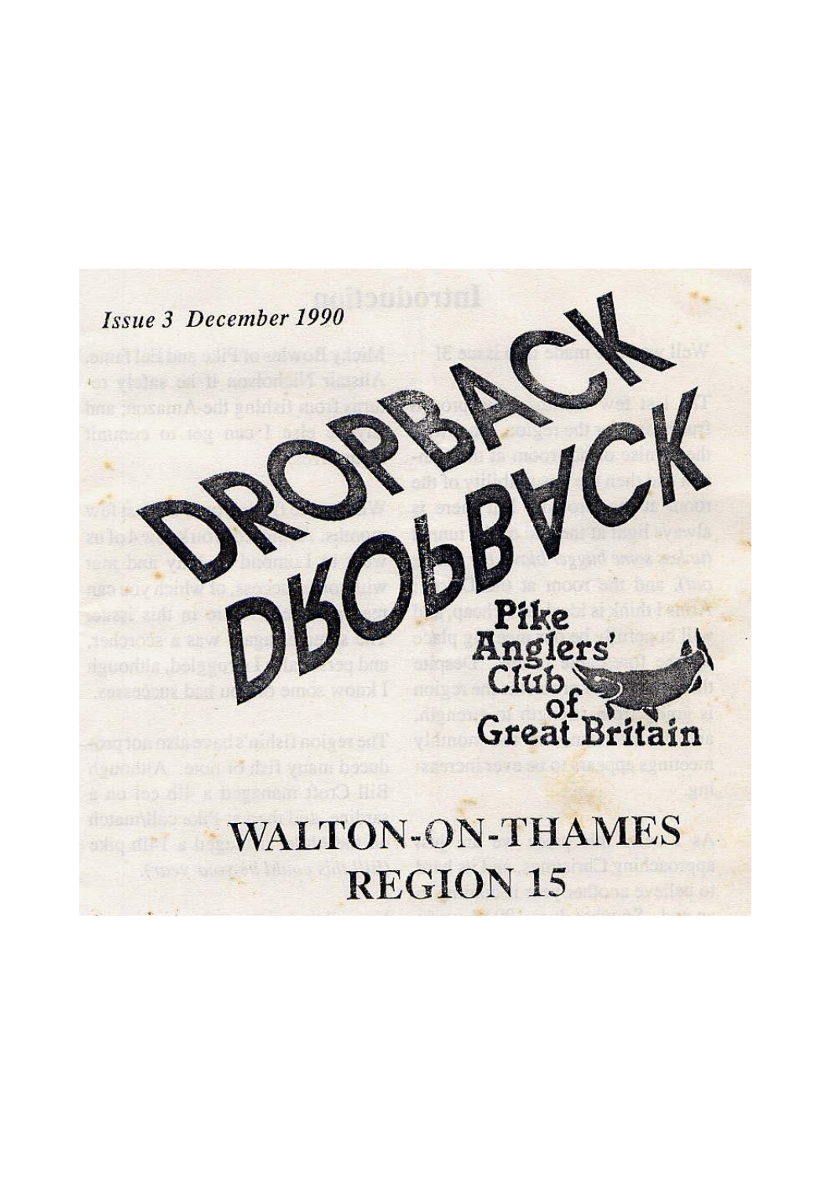*Issue 3 December 1990*

# DROPBACK

Pike Anglers' Club of Great Britain

## WALTON-ON-THAMES
## REGION 15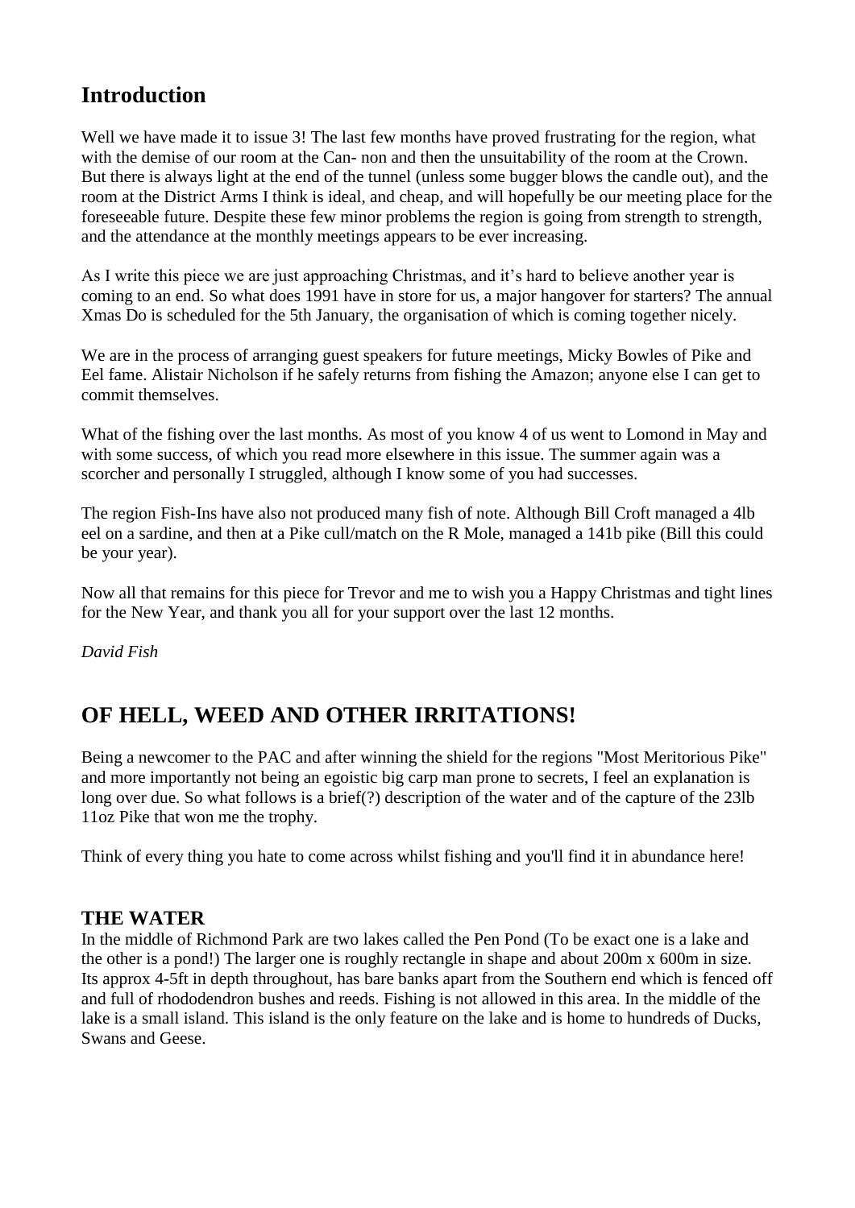## Introduction

Well we have made it to issue 3! The last few months have proved frustrating for the region, what with the demise of our room at the Can- non and then the unsuitability of the room at the Crown. But there is always light at the end of the tunnel (unless some bugger blows the candle out), and the room at the District Arms I think is ideal, and cheap, and will hopefully be our meeting place for the foreseeable future. Despite these few minor problems the region is going from strength to strength, and the attendance at the monthly meetings appears to be ever increasing.

As I write this piece we are just approaching Christmas, and it's hard to believe another year is coming to an end. So what does 1991 have in store for us, a major hangover for starters? The annual Xmas Do is scheduled for the 5th January, the organisation of which is coming together nicely.

We are in the process of arranging guest speakers for future meetings, Micky Bowles of Pike and Eel fame. Alistair Nicholson if he safely returns from fishing the Amazon; anyone else I can get to commit themselves.

What of the fishing over the last months. As most of you know 4 of us went to Lomond in May and with some success, of which you read more elsewhere in this issue. The summer again was a scorcher and personally I struggled, although I know some of you had successes.

The region Fish-Ins have also not produced many fish of note. Although Bill Croft managed a 4lb eel on a sardine, and then at a Pike cull/match on the R Mole, managed a 141b pike (Bill this could be your year).

Now all that remains for this piece for Trevor and me to wish you a Happy Christmas and tight lines for the New Year, and thank you all for your support over the last 12 months.

*David Fish*

## OF HELL, WEED AND OTHER IRRITATIONS!

Being a newcomer to the PAC and after winning the shield for the regions "Most Meritorious Pike" and more importantly not being an egoistic big carp man prone to secrets, I feel an explanation is long over due. So what follows is a brief(?) description of the water and of the capture of the 23lb 11oz Pike that won me the trophy.

Think of every thing you hate to come across whilst fishing and you'll find it in abundance here!

### THE WATER

In the middle of Richmond Park are two lakes called the Pen Pond (To be exact one is a lake and the other is a pond!) The larger one is roughly rectangle in shape and about 200m x 600m in size. Its approx 4-5ft in depth throughout, has bare banks apart from the Southern end which is fenced off and full of rhododendron bushes and reeds. Fishing is not allowed in this area. In the middle of the lake is a small island. This island is the only feature on the lake and is home to hundreds of Ducks, Swans and Geese.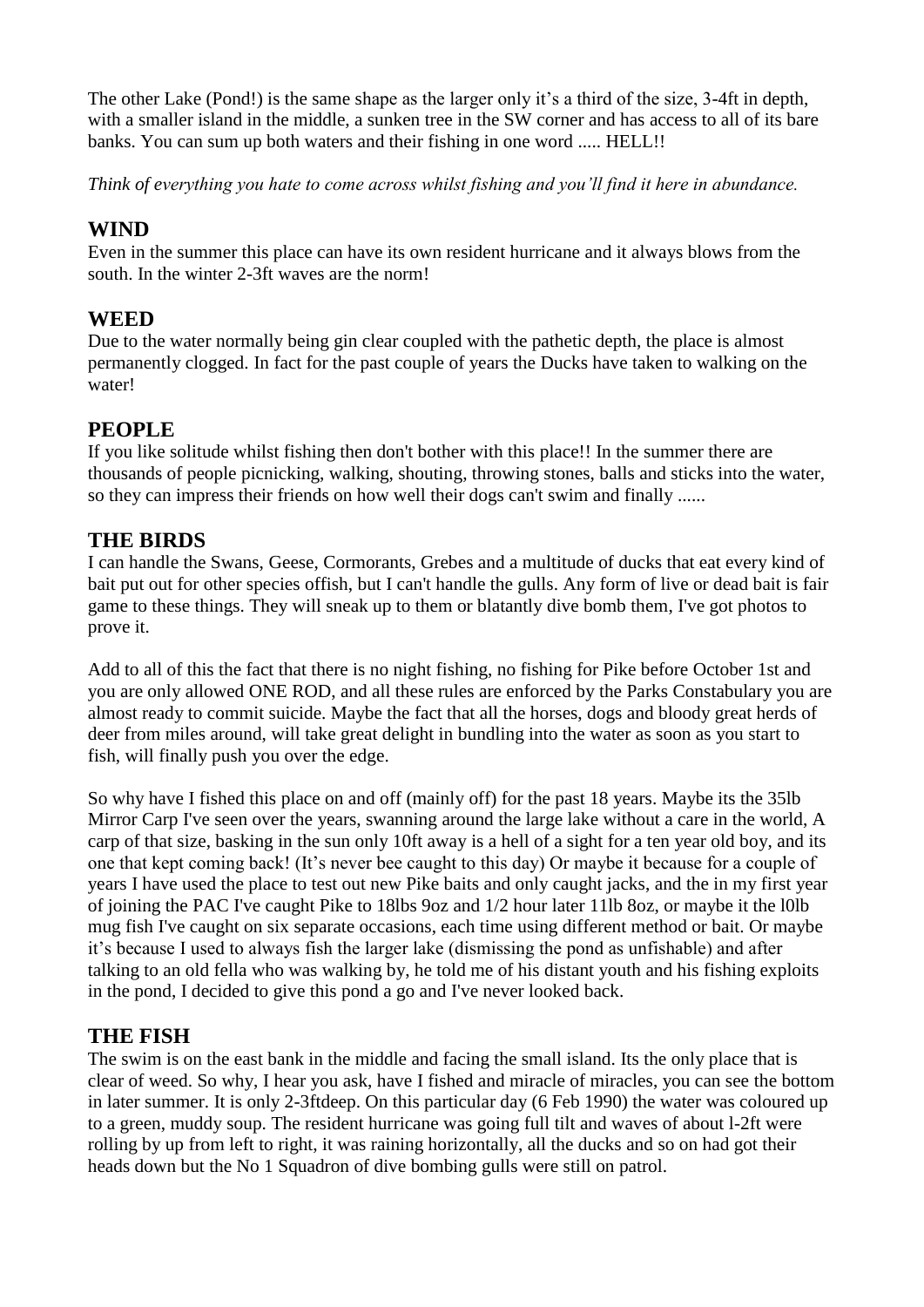The other Lake (Pond!) is the same shape as the larger only it's a third of the size, 3-4ft in depth, with a smaller island in the middle, a sunken tree in the SW corner and has access to all of its bare banks. You can sum up both waters and their fishing in one word ..... HELL!!

*Think of everything you hate to come across whilst fishing and you'll find it here in abundance.*

## WIND

Even in the summer this place can have its own resident hurricane and it always blows from the south. In the winter 2-3ft waves are the norm!

## WEED

Due to the water normally being gin clear coupled with the pathetic depth, the place is almost permanently clogged. In fact for the past couple of years the Ducks have taken to walking on the water!

## PEOPLE

If you like solitude whilst fishing then don't bother with this place!! In the summer there are thousands of people picnicking, walking, shouting, throwing stones, balls and sticks into the water, so they can impress their friends on how well their dogs can't swim and finally ......

## THE BIRDS

I can handle the Swans, Geese, Cormorants, Grebes and a multitude of ducks that eat every kind of bait put out for other species offish, but I can't handle the gulls. Any form of live or dead bait is fair game to these things. They will sneak up to them or blatantly dive bomb them, I've got photos to prove it.

Add to all of this the fact that there is no night fishing, no fishing for Pike before October 1st and you are only allowed ONE ROD, and all these rules are enforced by the Parks Constabulary you are almost ready to commit suicide. Maybe the fact that all the horses, dogs and bloody great herds of deer from miles around, will take great delight in bundling into the water as soon as you start to fish, will finally push you over the edge.

So why have I fished this place on and off (mainly off) for the past 18 years. Maybe its the 35lb Mirror Carp I've seen over the years, swanning around the large lake without a care in the world, A carp of that size, basking in the sun only 10ft away is a hell of a sight for a ten year old boy, and its one that kept coming back! (It's never bee caught to this day) Or maybe it because for a couple of years I have used the place to test out new Pike baits and only caught jacks, and the in my first year of joining the PAC I've caught Pike to 18lbs 9oz and 1/2 hour later 11lb 8oz, or maybe it the l0lb mug fish I've caught on six separate occasions, each time using different method or bait. Or maybe it's because I used to always fish the larger lake (dismissing the pond as unfishable) and after talking to an old fella who was walking by, he told me of his distant youth and his fishing exploits in the pond, I decided to give this pond a go and I've never looked back.

## THE FISH

The swim is on the east bank in the middle and facing the small island. Its the only place that is clear of weed. So why, I hear you ask, have I fished and miracle of miracles, you can see the bottom in later summer. It is only 2-3ftdeep. On this particular day (6 Feb 1990) the water was coloured up to a green, muddy soup. The resident hurricane was going full tilt and waves of about l-2ft were rolling by up from left to right, it was raining horizontally, all the ducks and so on had got their heads down but the No 1 Squadron of dive bombing gulls were still on patrol.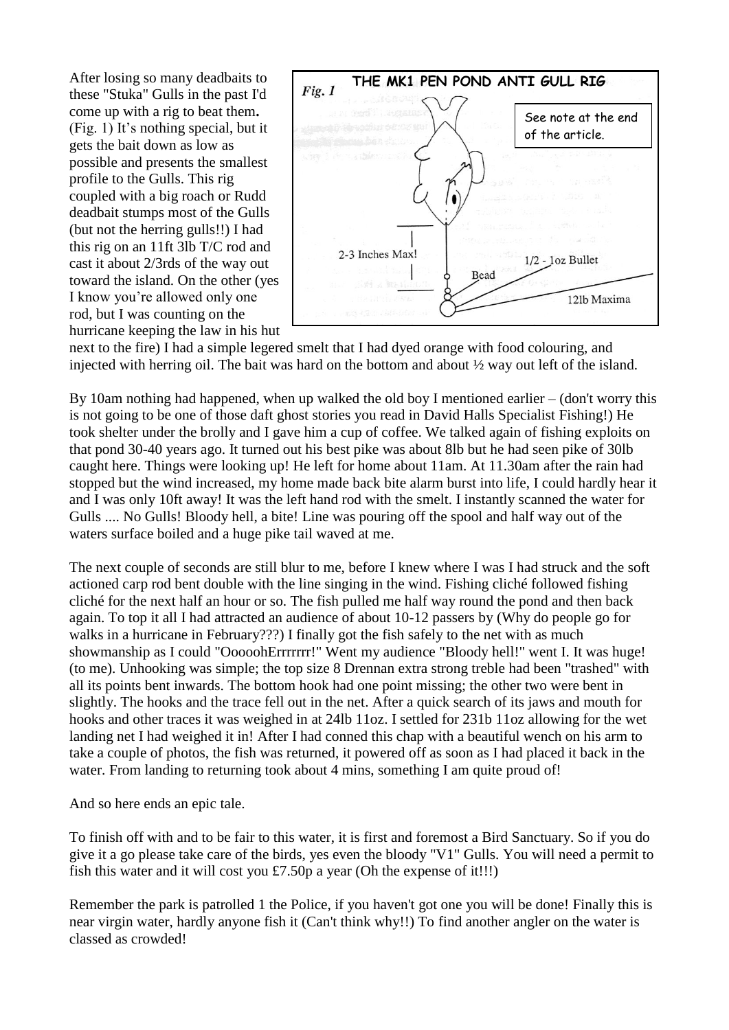After losing so many deadbaits to these "Stuka" Gulls in the past I'd come up with a rig to beat them**.** (Fig. 1) It's nothing special, but it gets the bait down as low as possible and presents the smallest profile to the Gulls. This rig coupled with a big roach or Rudd deadbait stumps most of the Gulls (but not the herring gulls!!) I had this rig on an 11ft 3lb T/C rod and cast it about 2/3rds of the way out toward the island. On the other (yes I know you're allowed only one rod, but I was counting on the hurricane keeping the law in his hut next to the fire) I had a simple legered smelt that I had dyed orange with food colouring, and injected with herring oil. The bait was hard on the bottom and about ½ way out left of the island.

*Fig. 1* **THE MK1 PEN POND ANTI GULL RIG**

See note at the end of the article.

2-3 Inches Max!

Bead

1/2 - 1oz Bullet

12lb Maxima

By 10am nothing had happened, when up walked the old boy I mentioned earlier – (don't worry this is not going to be one of those daft ghost stories you read in David Halls Specialist Fishing!) He took shelter under the brolly and I gave him a cup of coffee. We talked again of fishing exploits on that pond 30-40 years ago. It turned out his best pike was about 8lb but he had seen pike of 30lb caught here. Things were looking up! He left for home about 11am. At 11.30am after the rain had stopped but the wind increased, my home made back bite alarm burst into life, I could hardly hear it and I was only 10ft away! It was the left hand rod with the smelt. I instantly scanned the water for Gulls .... No Gulls! Bloody hell, a bite! Line was pouring off the spool and half way out of the waters surface boiled and a huge pike tail waved at me.

The next couple of seconds are still blur to me, before I knew where I was I had struck and the soft actioned carp rod bent double with the line singing in the wind. Fishing cliché followed fishing cliché for the next half an hour or so. The fish pulled me half way round the pond and then back again. To top it all I had attracted an audience of about 10-12 passers by (Why do people go for walks in a hurricane in February???) I finally got the fish safely to the net with as much showmanship as I could "OoooohErrrrrrr!" Went my audience "Bloody hell!" went I. It was huge! (to me). Unhooking was simple; the top size 8 Drennan extra strong treble had been "trashed" with all its points bent inwards. The bottom hook had one point missing; the other two were bent in slightly. The hooks and the trace fell out in the net. After a quick search of its jaws and mouth for hooks and other traces it was weighed in at 24lb 11oz. I settled for 231b 11oz allowing for the wet landing net I had weighed it in! After I had conned this chap with a beautiful wench on his arm to take a couple of photos, the fish was returned, it powered off as soon as I had placed it back in the water. From landing to returning took about 4 mins, something I am quite proud of!

And so here ends an epic tale.

To finish off with and to be fair to this water, it is first and foremost a Bird Sanctuary. So if you do give it a go please take care of the birds, yes even the bloody "V1" Gulls. You will need a permit to fish this water and it will cost you £7.50p a year (Oh the expense of it!!!)

Remember the park is patrolled 1 the Police, if you haven't got one you will be done! Finally this is near virgin water, hardly anyone fish it (Can't think why!!) To find another angler on the water is classed as crowded!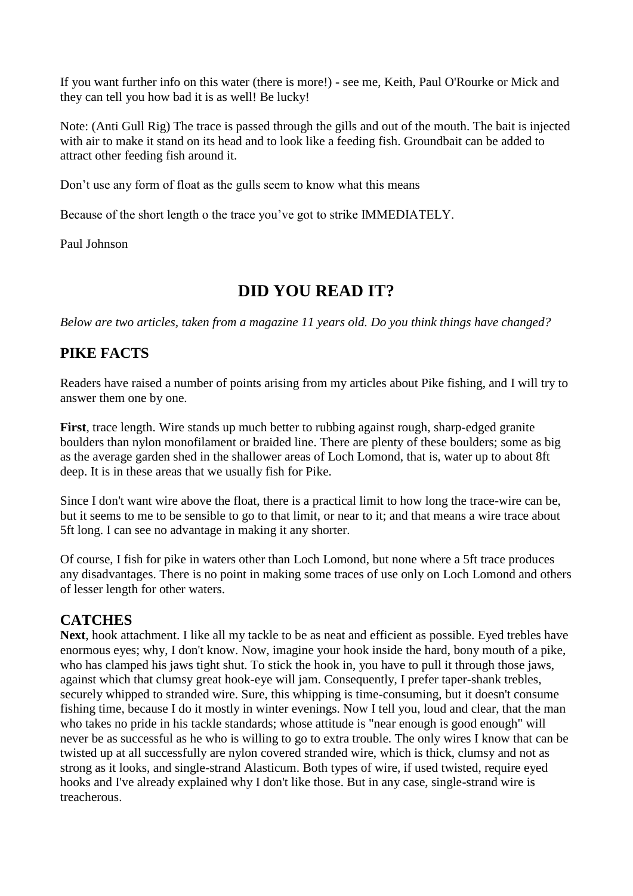If you want further info on this water (there is more!) - see me, Keith, Paul O'Rourke or Mick and they can tell you how bad it is as well! Be lucky!

Note: (Anti Gull Rig) The trace is passed through the gills and out of the mouth. The bait is injected with air to make it stand on its head and to look like a feeding fish. Groundbait can be added to attract other feeding fish around it.

Don’t use any form of float as the gulls seem to know what this means

Because of the short length o the trace you’ve got to strike IMMEDIATELY.

Paul Johnson

# DID YOU READ IT?

*Below are two articles, taken from a magazine 11 years old. Do you think things have changed?*

## PIKE FACTS

Readers have raised a number of points arising from my articles about Pike fishing, and I will try to answer them one by one.

**First**, trace length. Wire stands up much better to rubbing against rough, sharp-edged granite boulders than nylon monofilament or braided line. There are plenty of these boulders; some as big as the average garden shed in the shallower areas of Loch Lomond, that is, water up to about 8ft deep. It is in these areas that we usually fish for Pike.

Since I don't want wire above the float, there is a practical limit to how long the trace-wire can be, but it seems to me to be sensible to go to that limit, or near to it; and that means a wire trace about 5ft long. I can see no advantage in making it any shorter.

Of course, I fish for pike in waters other than Loch Lomond, but none where a 5ft trace produces any disadvantages. There is no point in making some traces of use only on Loch Lomond and others of lesser length for other waters.

## CATCHES

**Next**, hook attachment. I like all my tackle to be as neat and efficient as possible. Eyed trebles have enormous eyes; why, I don't know. Now, imagine your hook inside the hard, bony mouth of a pike, who has clamped his jaws tight shut. To stick the hook in, you have to pull it through those jaws, against which that clumsy great hook-eye will jam. Consequently, I prefer taper-shank trebles, securely whipped to stranded wire. Sure, this whipping is time-consuming, but it doesn't consume fishing time, because I do it mostly in winter evenings. Now I tell you, loud and clear, that the man who takes no pride in his tackle standards; whose attitude is "near enough is good enough" will never be as successful as he who is willing to go to extra trouble. The only wires I know that can be twisted up at all successfully are nylon covered stranded wire, which is thick, clumsy and not as strong as it looks, and single-strand Alasticum. Both types of wire, if used twisted, require eyed hooks and I've already explained why I don't like those. But in any case, single-strand wire is treacherous.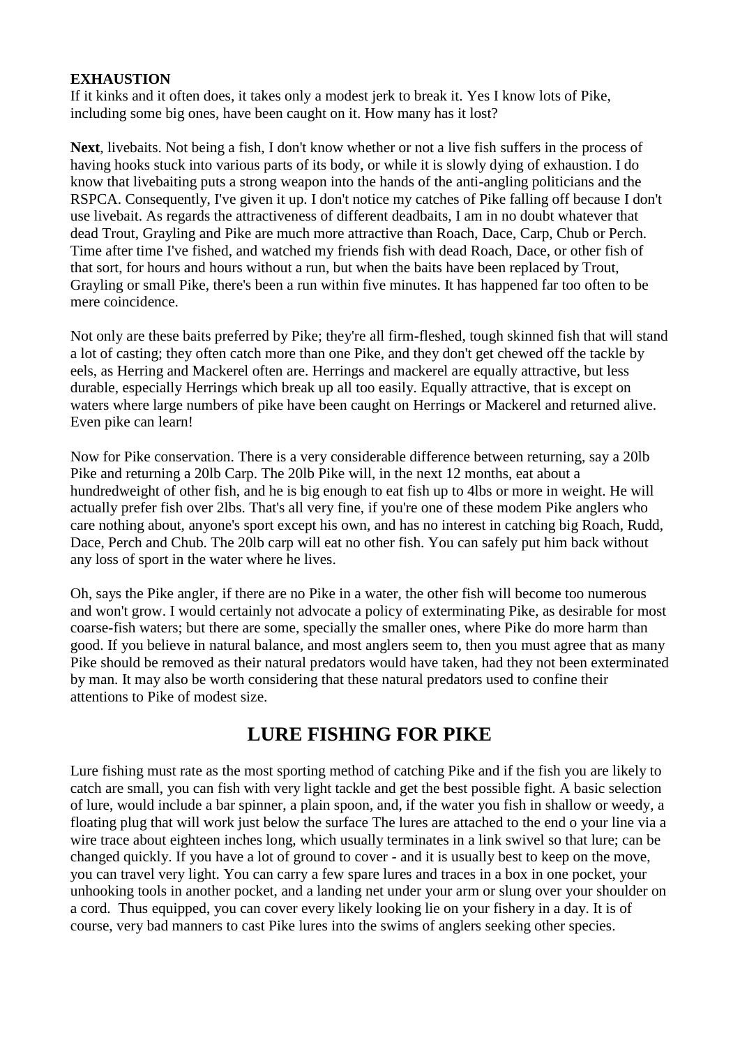**EXHAUSTION**

If it kinks and it often does, it takes only a modest jerk to break it. Yes I know lots of Pike, including some big ones, have been caught on it. How many has it lost?

**Next**, livebaits. Not being a fish, I don't know whether or not a live fish suffers in the process of having hooks stuck into various parts of its body, or while it is slowly dying of exhaustion. I do know that livebaiting puts a strong weapon into the hands of the anti-angling politicians and the RSPCA. Consequently, I've given it up. I don't notice my catches of Pike falling off because I don't use livebait. As regards the attractiveness of different deadbaits, I am in no doubt whatever that dead Trout, Grayling and Pike are much more attractive than Roach, Dace, Carp, Chub or Perch. Time after time I've fished, and watched my friends fish with dead Roach, Dace, or other fish of that sort, for hours and hours without a run, but when the baits have been replaced by Trout, Grayling or small Pike, there's been a run within five minutes. It has happened far too often to be mere coincidence.

Not only are these baits preferred by Pike; they're all firm-fleshed, tough skinned fish that will stand a lot of casting; they often catch more than one Pike, and they don't get chewed off the tackle by eels, as Herring and Mackerel often are. Herrings and mackerel are equally attractive, but less durable, especially Herrings which break up all too easily. Equally attractive, that is except on waters where large numbers of pike have been caught on Herrings or Mackerel and returned alive. Even pike can learn!

Now for Pike conservation. There is a very considerable difference between returning, say a 20lb Pike and returning a 20lb Carp. The 20lb Pike will, in the next 12 months, eat about a hundredweight of other fish, and he is big enough to eat fish up to 4lbs or more in weight. He will actually prefer fish over 2lbs. That's all very fine, if you're one of these modem Pike anglers who care nothing about, anyone's sport except his own, and has no interest in catching big Roach, Rudd, Dace, Perch and Chub. The 20lb carp will eat no other fish. You can safely put him back without any loss of sport in the water where he lives.

Oh, says the Pike angler, if there are no Pike in a water, the other fish will become too numerous and won't grow. I would certainly not advocate a policy of exterminating Pike, as desirable for most coarse-fish waters; but there are some, specially the smaller ones, where Pike do more harm than good. If you believe in natural balance, and most anglers seem to, then you must agree that as many Pike should be removed as their natural predators would have taken, had they not been exterminated by man. It may also be worth considering that these natural predators used to confine their attentions to Pike of modest size.

## LURE FISHING FOR PIKE

Lure fishing must rate as the most sporting method of catching Pike and if the fish you are likely to catch are small, you can fish with very light tackle and get the best possible fight. A basic selection of lure, would include a bar spinner, a plain spoon, and, if the water you fish in shallow or weedy, a floating plug that will work just below the surface The lures are attached to the end o your line via a wire trace about eighteen inches long, which usually terminates in a link swivel so that lure; can be changed quickly. If you have a lot of ground to cover - and it is usually best to keep on the move, you can travel very light. You can carry a few spare lures and traces in a box in one pocket, your unhooking tools in another pocket, and a landing net under your arm or slung over your shoulder on a cord. Thus equipped, you can cover every likely looking lie on your fishery in a day. It is of course, very bad manners to cast Pike lures into the swims of anglers seeking other species.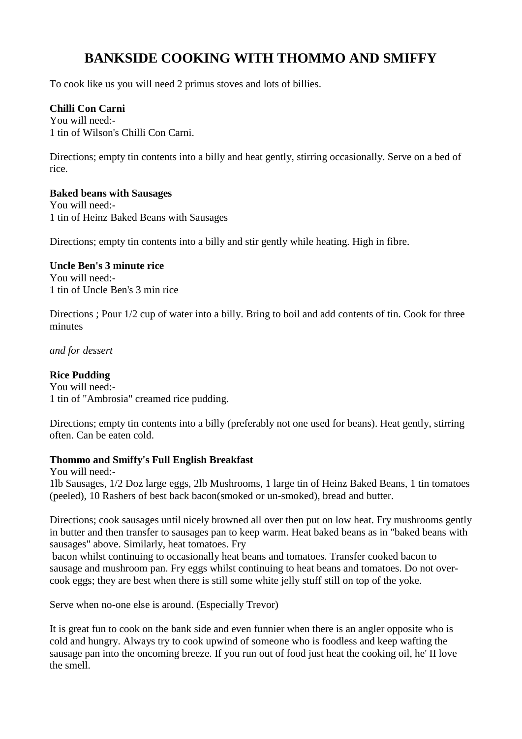# BANKSIDE COOKING WITH THOMMO AND SMIFFY

To cook like us you will need 2 primus stoves and lots of billies.

**Chilli Con Carni**
You will need:-
1 tin of Wilson's Chilli Con Carni.

Directions; empty tin contents into a billy and heat gently, stirring occasionally. Serve on a bed of rice.

**Baked beans with Sausages**
You will need:-
1 tin of Heinz Baked Beans with Sausages

Directions; empty tin contents into a billy and stir gently while heating. High in fibre.

**Uncle Ben's 3 minute rice**
You will need:-
1 tin of Uncle Ben's 3 min rice

Directions ; Pour 1/2 cup of water into a billy. Bring to boil and add contents of tin. Cook for three minutes

*and for dessert*

**Rice Pudding**
You will need:-
1 tin of "Ambrosia" creamed rice pudding.

Directions; empty tin contents into a billy (preferably not one used for beans). Heat gently, stirring often. Can be eaten cold.

**Thommo and Smiffy's Full English Breakfast**
You will need:-
1lb Sausages, 1/2 Doz large eggs, 2lb Mushrooms, 1 large tin of Heinz Baked Beans, 1 tin tomatoes (peeled), 10 Rashers of best back bacon(smoked or un-smoked), bread and butter.

Directions; cook sausages until nicely browned all over then put on low heat. Fry mushrooms gently in butter and then transfer to sausages pan to keep warm. Heat baked beans as in "baked beans with sausages" above. Similarly, heat tomatoes. Fry bacon whilst continuing to occasionally heat beans and tomatoes. Transfer cooked bacon to sausage and mushroom pan. Fry eggs whilst continuing to heat beans and tomatoes. Do not over-cook eggs; they are best when there is still some white jelly stuff still on top of the yoke.

Serve when no-one else is around. (Especially Trevor)

It is great fun to cook on the bank side and even funnier when there is an angler opposite who is cold and hungry. Always try to cook upwind of someone who is foodless and keep wafting the sausage pan into the oncoming breeze. If you run out of food just heat the cooking oil, he' II love the smell.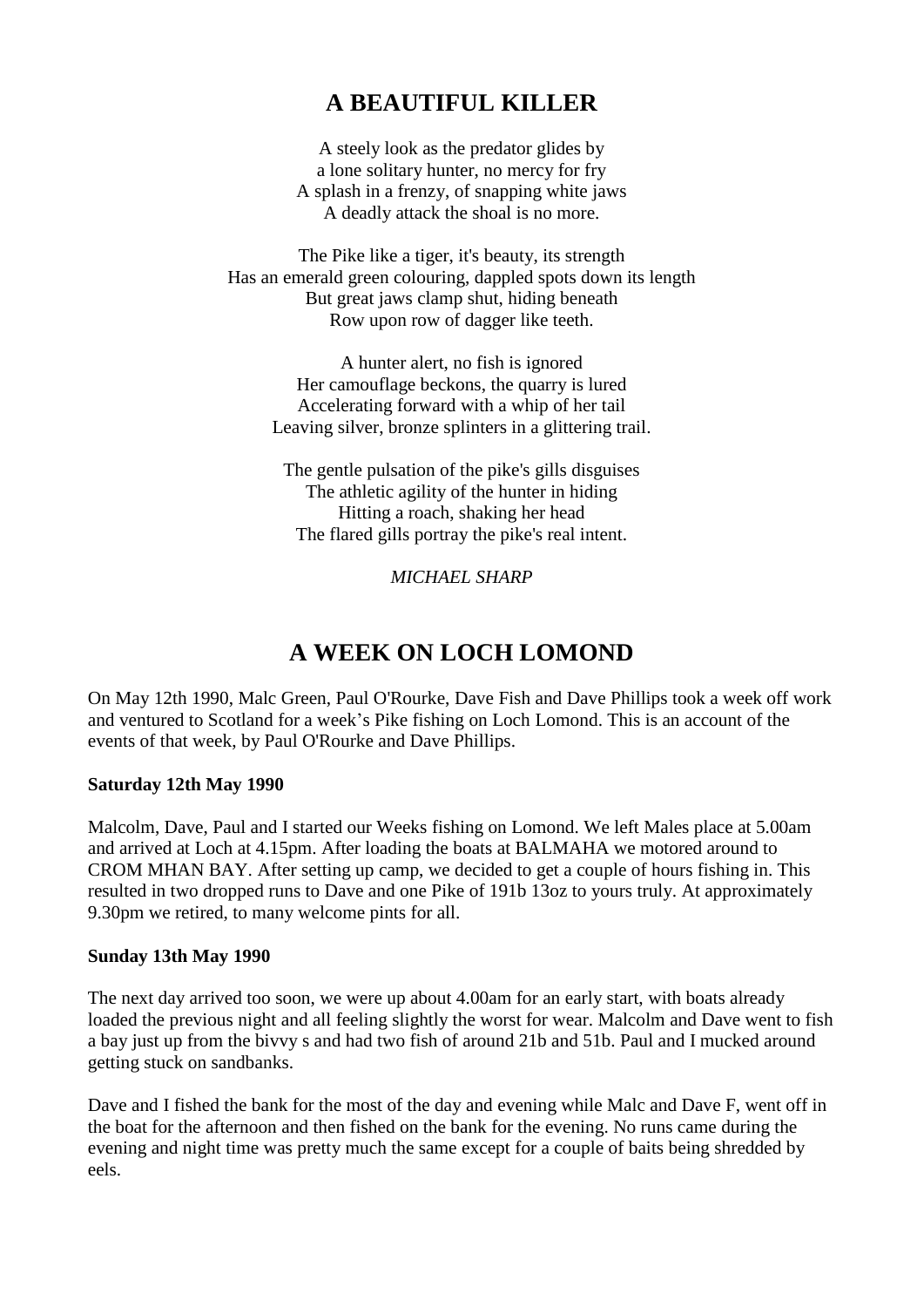## A BEAUTIFUL KILLER

A steely look as the predator glides by  
a lone solitary hunter, no mercy for fry  
A splash in a frenzy, of snapping white jaws  
A deadly attack the shoal is no more.

The Pike like a tiger, it's beauty, its strength  
Has an emerald green colouring, dappled spots down its length  
But great jaws clamp shut, hiding beneath  
Row upon row of dagger like teeth.

A hunter alert, no fish is ignored  
Her camouflage beckons, the quarry is lured  
Accelerating forward with a whip of her tail  
Leaving silver, bronze splinters in a glittering trail.

The gentle pulsation of the pike's gills disguises  
The athletic agility of the hunter in hiding  
Hitting a roach, shaking her head  
The flared gills portray the pike's real intent.

*MICHAEL SHARP*

## A WEEK ON LOCH LOMOND

On May 12th 1990, Malc Green, Paul O'Rourke, Dave Fish and Dave Phillips took a week off work and ventured to Scotland for a week's Pike fishing on Loch Lomond. This is an account of the events of that week, by Paul O'Rourke and Dave Phillips.

**Saturday 12th May 1990**

Malcolm, Dave, Paul and I started our Weeks fishing on Lomond. We left Males place at 5.00am and arrived at Loch at 4.15pm. After loading the boats at BALMAHA we motored around to CROM MHAN BAY. After setting up camp, we decided to get a couple of hours fishing in. This resulted in two dropped runs to Dave and one Pike of 191b 13oz to yours truly. At approximately 9.30pm we retired, to many welcome pints for all.

**Sunday 13th May 1990**

The next day arrived too soon, we were up about 4.00am for an early start, with boats already loaded the previous night and all feeling slightly the worst for wear. Malcolm and Dave went to fish a bay just up from the bivvy s and had two fish of around 21b and 51b. Paul and I mucked around getting stuck on sandbanks.

Dave and I fished the bank for the most of the day and evening while Malc and Dave F, went off in the boat for the afternoon and then fished on the bank for the evening. No runs came during the evening and night time was pretty much the same except for a couple of baits being shredded by eels.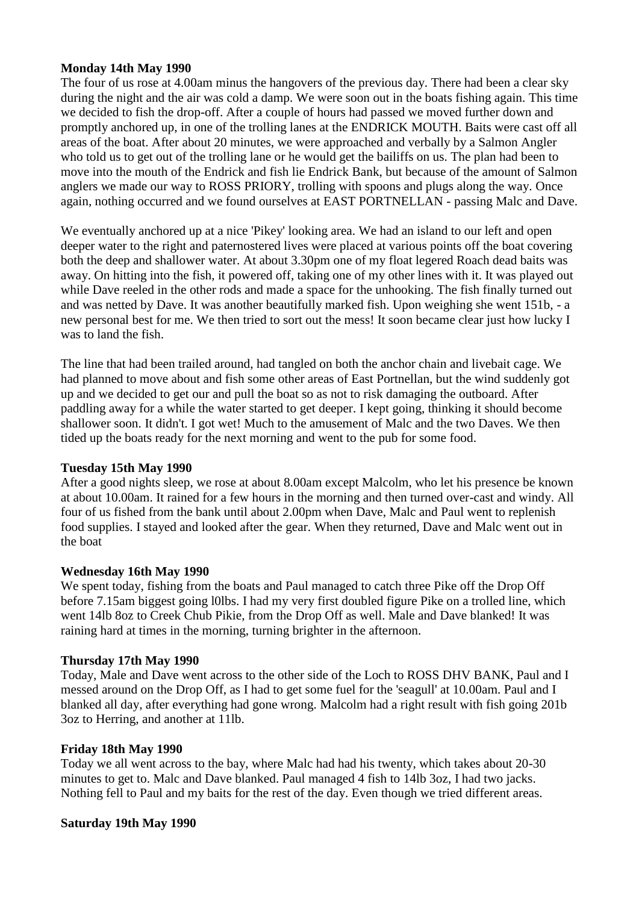**Monday 14th May 1990**
The four of us rose at 4.00am minus the hangovers of the previous day. There had been a clear sky during the night and the air was cold a damp. We were soon out in the boats fishing again. This time we decided to fish the drop-off. After a couple of hours had passed we moved further down and promptly anchored up, in one of the trolling lanes at the ENDRICK MOUTH. Baits were cast off all areas of the boat. After about 20 minutes, we were approached and verbally by a Salmon Angler who told us to get out of the trolling lane or he would get the bailiffs on us. The plan had been to move into the mouth of the Endrick and fish lie Endrick Bank, but because of the amount of Salmon anglers we made our way to ROSS PRIORY, trolling with spoons and plugs along the way. Once again, nothing occurred and we found ourselves at EAST PORTNELLAN - passing Malc and Dave.

We eventually anchored up at a nice 'Pikey' looking area. We had an island to our left and open deeper water to the right and paternostered lives were placed at various points off the boat covering both the deep and shallower water. At about 3.30pm one of my float legered Roach dead baits was away. On hitting into the fish, it powered off, taking one of my other lines with it. It was played out while Dave reeled in the other rods and made a space for the unhooking. The fish finally turned out and was netted by Dave. It was another beautifully marked fish. Upon weighing she went 151b, - a new personal best for me. We then tried to sort out the mess! It soon became clear just how lucky I was to land the fish.

The line that had been trailed around, had tangled on both the anchor chain and livebait cage. We had planned to move about and fish some other areas of East Portnellan, but the wind suddenly got up and we decided to get our and pull the boat so as not to risk damaging the outboard. After paddling away for a while the water started to get deeper. I kept going, thinking it should become shallower soon. It didn't. I got wet! Much to the amusement of Malc and the two Daves. We then tided up the boats ready for the next morning and went to the pub for some food.

**Tuesday 15th May 1990**
After a good nights sleep, we rose at about 8.00am except Malcolm, who let his presence be known at about 10.00am. It rained for a few hours in the morning and then turned over-cast and windy. All four of us fished from the bank until about 2.00pm when Dave, Malc and Paul went to replenish food supplies. I stayed and looked after the gear. When they returned, Dave and Malc went out in the boat

**Wednesday 16th May 1990**
We spent today, fishing from the boats and Paul managed to catch three Pike off the Drop Off before 7.15am biggest going l0lbs. I had my very first doubled figure Pike on a trolled line, which went 14lb 8oz to Creek Chub Pikie, from the Drop Off as well. Male and Dave blanked! It was raining hard at times in the morning, turning brighter in the afternoon.

**Thursday 17th May 1990**
Today, Male and Dave went across to the other side of the Loch to ROSS DHV BANK, Paul and I messed around on the Drop Off, as I had to get some fuel for the 'seagull' at 10.00am. Paul and I blanked all day, after everything had gone wrong. Malcolm had a right result with fish going 201b 3oz to Herring, and another at 11lb.

**Friday 18th May 1990**
Today we all went across to the bay, where Malc had had his twenty, which takes about 20-30 minutes to get to. Malc and Dave blanked. Paul managed 4 fish to 14lb 3oz, I had two jacks. Nothing fell to Paul and my baits for the rest of the day. Even though we tried different areas.

**Saturday 19th May 1990**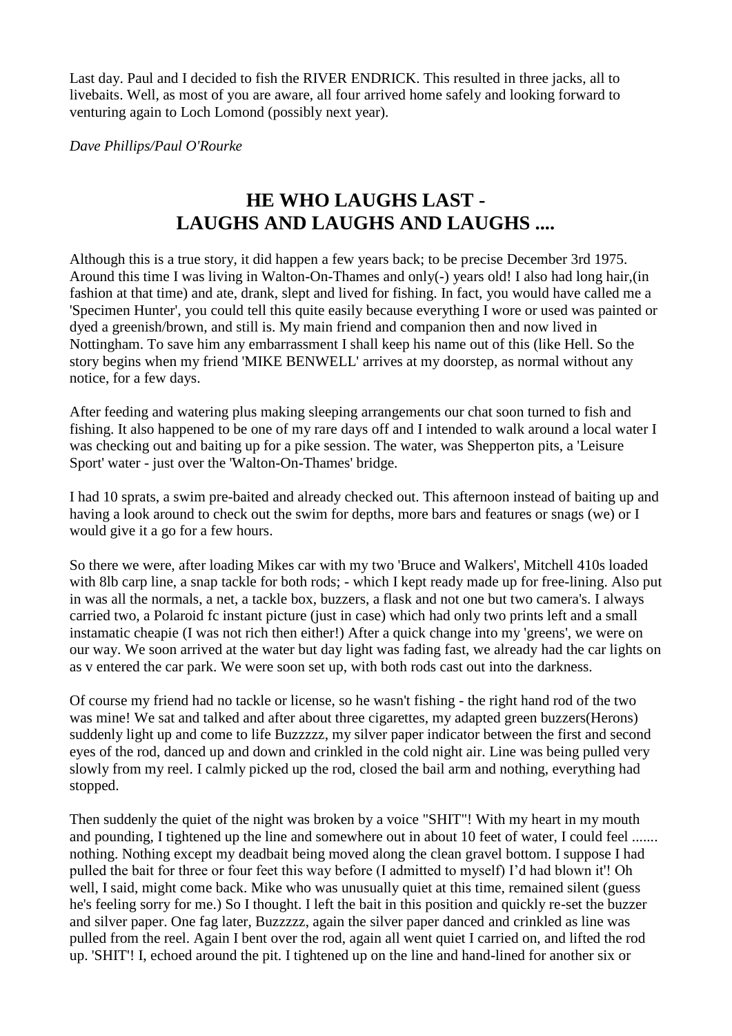Last day. Paul and I decided to fish the RIVER ENDRICK. This resulted in three jacks, all to livebaits. Well, as most of you are aware, all four arrived home safely and looking forward to venturing again to Loch Lomond (possibly next year).

*Dave Phillips/Paul O'Rourke*

## HE WHO LAUGHS LAST - LAUGHS AND LAUGHS AND LAUGHS ....

Although this is a true story, it did happen a few years back; to be precise December 3rd 1975. Around this time I was living in Walton-On-Thames and only(-) years old! I also had long hair,(in fashion at that time) and ate, drank, slept and lived for fishing. In fact, you would have called me a 'Specimen Hunter', you could tell this quite easily because everything I wore or used was painted or dyed a greenish/brown, and still is. My main friend and companion then and now lived in Nottingham. To save him any embarrassment I shall keep his name out of this (like Hell. So the story begins when my friend 'MIKE BENWELL' arrives at my doorstep, as normal without any notice, for a few days.

After feeding and watering plus making sleeping arrangements our chat soon turned to fish and fishing. It also happened to be one of my rare days off and I intended to walk around a local water I was checking out and baiting up for a pike session. The water, was Shepperton pits, a 'Leisure Sport' water - just over the 'Walton-On-Thames' bridge.

I had 10 sprats, a swim pre-baited and already checked out. This afternoon instead of baiting up and having a look around to check out the swim for depths, more bars and features or snags (we) or I would give it a go for a few hours.

So there we were, after loading Mikes car with my two 'Bruce and Walkers', Mitchell 410s loaded with 8lb carp line, a snap tackle for both rods; - which I kept ready made up for free-lining. Also put in was all the normals, a net, a tackle box, buzzers, a flask and not one but two camera's. I always carried two, a Polaroid fc instant picture (just in case) which had only two prints left and a small instamatic cheapie (I was not rich then either!) After a quick change into my 'greens', we were on our way. We soon arrived at the water but day light was fading fast, we already had the car lights on as v entered the car park. We were soon set up, with both rods cast out into the darkness.

Of course my friend had no tackle or license, so he wasn't fishing - the right hand rod of the two was mine! We sat and talked and after about three cigarettes, my adapted green buzzers(Herons) suddenly light up and come to life Buzzzzz, my silver paper indicator between the first and second eyes of the rod, danced up and down and crinkled in the cold night air. Line was being pulled very slowly from my reel. I calmly picked up the rod, closed the bail arm and nothing, everything had stopped.

Then suddenly the quiet of the night was broken by a voice "SHIT"! With my heart in my mouth and pounding, I tightened up the line and somewhere out in about 10 feet of water, I could feel ....... nothing. Nothing except my deadbait being moved along the clean gravel bottom. I suppose I had pulled the bait for three or four feet this way before (I admitted to myself) I'd had blown it'! Oh well, I said, might come back. Mike who was unusually quiet at this time, remained silent (guess he's feeling sorry for me.) So I thought. I left the bait in this position and quickly re-set the buzzer and silver paper. One fag later, Buzzzzz, again the silver paper danced and crinkled as line was pulled from the reel. Again I bent over the rod, again all went quiet I carried on, and lifted the rod up. 'SHIT'! I, echoed around the pit. I tightened up on the line and hand-lined for another six or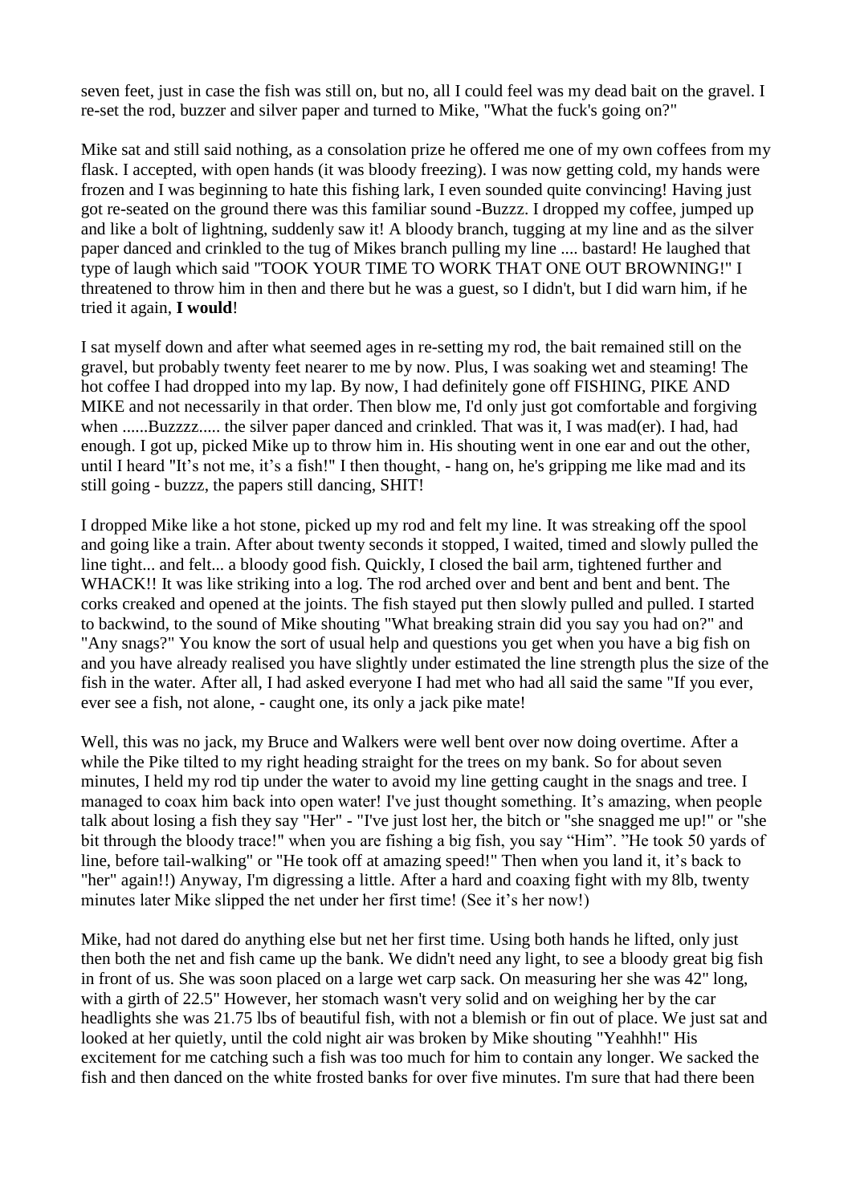seven feet, just in case the fish was still on, but no, all I could feel was my dead bait on the gravel. I re-set the rod, buzzer and silver paper and turned to Mike, "What the fuck's going on?"

Mike sat and still said nothing, as a consolation prize he offered me one of my own coffees from my flask. I accepted, with open hands (it was bloody freezing). I was now getting cold, my hands were frozen and I was beginning to hate this fishing lark, I even sounded quite convincing! Having just got re-seated on the ground there was this familiar sound -Buzzz. I dropped my coffee, jumped up and like a bolt of lightning, suddenly saw it! A bloody branch, tugging at my line and as the silver paper danced and crinkled to the tug of Mikes branch pulling my line .... bastard! He laughed that type of laugh which said "TOOK YOUR TIME TO WORK THAT ONE OUT BROWNING!" I threatened to throw him in then and there but he was a guest, so I didn't, but I did warn him, if he tried it again, **I would**!

I sat myself down and after what seemed ages in re-setting my rod, the bait remained still on the gravel, but probably twenty feet nearer to me by now. Plus, I was soaking wet and steaming! The hot coffee I had dropped into my lap. By now, I had definitely gone off FISHING, PIKE AND MIKE and not necessarily in that order. Then blow me, I'd only just got comfortable and forgiving when ......Buzzzz..... the silver paper danced and crinkled. That was it, I was mad(er). I had, had enough. I got up, picked Mike up to throw him in. His shouting went in one ear and out the other, until I heard "It's not me, it's a fish!" I then thought, - hang on, he's gripping me like mad and its still going - buzzz, the papers still dancing, SHIT!

I dropped Mike like a hot stone, picked up my rod and felt my line. It was streaking off the spool and going like a train. After about twenty seconds it stopped, I waited, timed and slowly pulled the line tight... and felt... a bloody good fish. Quickly, I closed the bail arm, tightened further and WHACK!! It was like striking into a log. The rod arched over and bent and bent and bent. The corks creaked and opened at the joints. The fish stayed put then slowly pulled and pulled. I started to backwind, to the sound of Mike shouting "What breaking strain did you say you had on?" and "Any snags?" You know the sort of usual help and questions you get when you have a big fish on and you have already realised you have slightly under estimated the line strength plus the size of the fish in the water. After all, I had asked everyone I had met who had all said the same "If you ever, ever see a fish, not alone, - caught one, its only a jack pike mate!

Well, this was no jack, my Bruce and Walkers were well bent over now doing overtime. After a while the Pike tilted to my right heading straight for the trees on my bank. So for about seven minutes, I held my rod tip under the water to avoid my line getting caught in the snags and tree. I managed to coax him back into open water! I've just thought something. It's amazing, when people talk about losing a fish they say "Her" - "I've just lost her, the bitch or "she snagged me up!" or "she bit through the bloody trace!" when you are fishing a big fish, you say "Him". "He took 50 yards of line, before tail-walking" or "He took off at amazing speed!" Then when you land it, it's back to "her" again!!) Anyway, I'm digressing a little. After a hard and coaxing fight with my 8lb, twenty minutes later Mike slipped the net under her first time! (See it's her now!)

Mike, had not dared do anything else but net her first time. Using both hands he lifted, only just then both the net and fish came up the bank. We didn't need any light, to see a bloody great big fish in front of us. She was soon placed on a large wet carp sack. On measuring her she was 42" long, with a girth of 22.5" However, her stomach wasn't very solid and on weighing her by the car headlights she was 21.75 lbs of beautiful fish, with not a blemish or fin out of place. We just sat and looked at her quietly, until the cold night air was broken by Mike shouting "Yeahhh!" His excitement for me catching such a fish was too much for him to contain any longer. We sacked the fish and then danced on the white frosted banks for over five minutes. I'm sure that had there been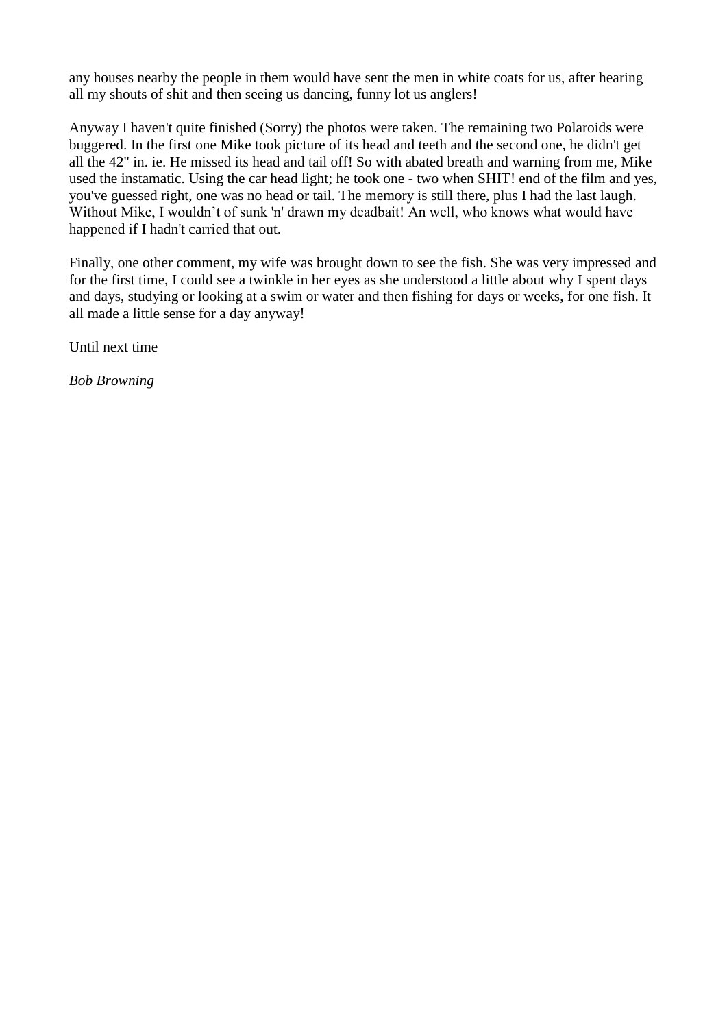any houses nearby the people in them would have sent the men in white coats for us, after hearing all my shouts of shit and then seeing us dancing, funny lot us anglers!

Anyway I haven't quite finished (Sorry) the photos were taken. The remaining two Polaroids were buggered. In the first one Mike took picture of its head and teeth and the second one, he didn't get all the 42" in. ie. He missed its head and tail off! So with abated breath and warning from me, Mike used the instamatic. Using the car head light; he took one - two when SHIT! end of the film and yes, you've guessed right, one was no head or tail. The memory is still there, plus I had the last laugh. Without Mike, I wouldn't of sunk 'n' drawn my deadbait! An well, who knows what would have happened if I hadn't carried that out.

Finally, one other comment, my wife was brought down to see the fish. She was very impressed and for the first time, I could see a twinkle in her eyes as she understood a little about why I spent days and days, studying or looking at a swim or water and then fishing for days or weeks, for one fish. It all made a little sense for a day anyway!

Until next time

*Bob Browning*